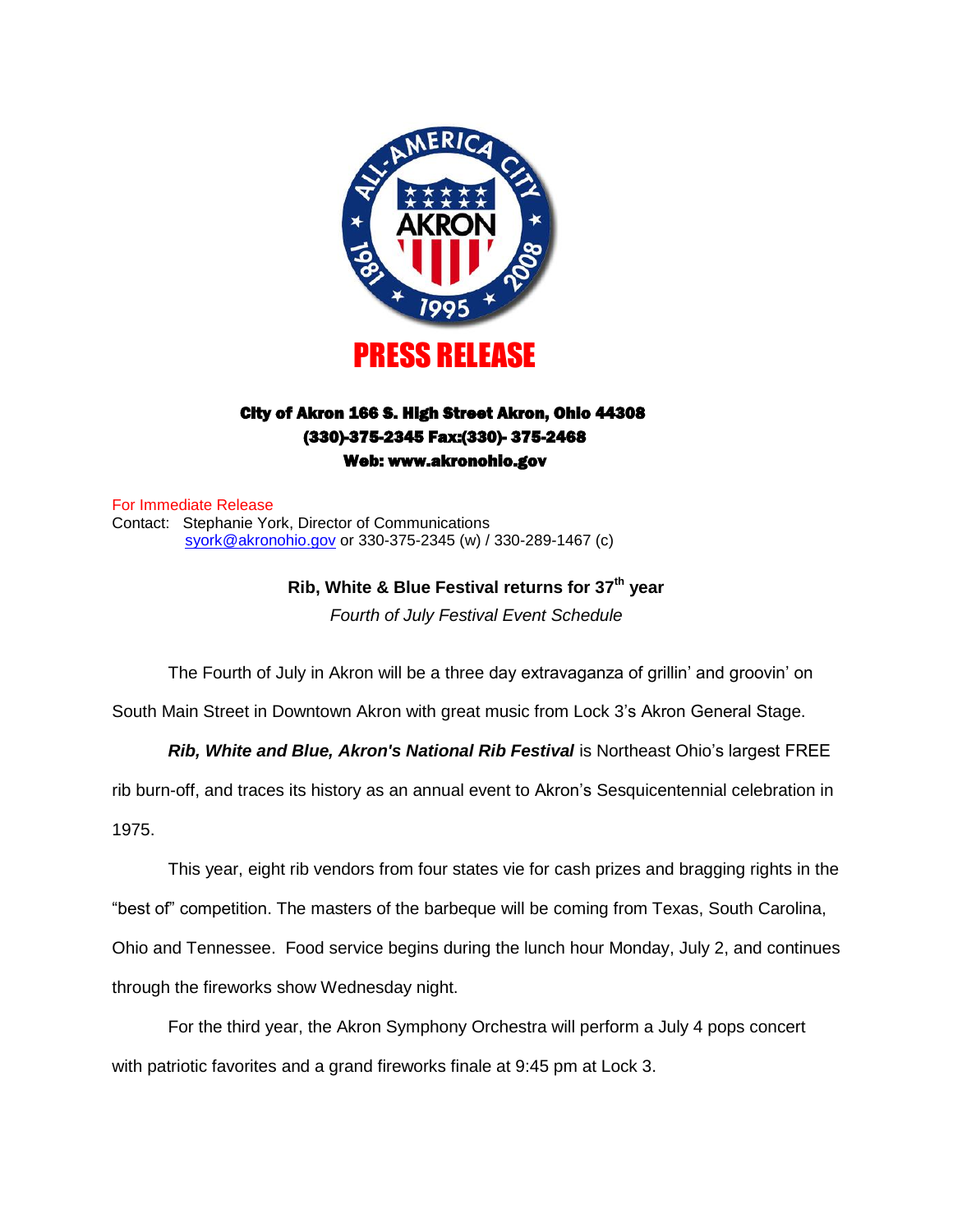ALL-AMERICA CITY
AKRON
1981 ★ 1995 ★ 2008

# PRESS RELEASE

**City of Akron 166 S. High Street Akron, Ohio 44308**
**(330)-375-2345 Fax:(330)- 375-2468**
**Web: www.akronohio.gov**

For Immediate Release
Contact: Stephanie York, Director of Communications
syork@akronohio.gov or 330-375-2345 (w) / 330-289-1467 (c)

## Rib, White & Blue Festival returns for 37th year

*Fourth of July Festival Event Schedule*

The Fourth of July in Akron will be a three day extravaganza of grillin' and groovin' on South Main Street in Downtown Akron with great music from Lock 3's Akron General Stage.

***Rib, White and Blue, Akron's National Rib Festival*** is Northeast Ohio's largest FREE rib burn-off, and traces its history as an annual event to Akron's Sesquicentennial celebration in 1975.

This year, eight rib vendors from four states vie for cash prizes and bragging rights in the "best of" competition. The masters of the barbeque will be coming from Texas, South Carolina, Ohio and Tennessee. Food service begins during the lunch hour Monday, July 2, and continues through the fireworks show Wednesday night.

For the third year, the Akron Symphony Orchestra will perform a July 4 pops concert with patriotic favorites and a grand fireworks finale at 9:45 pm at Lock 3.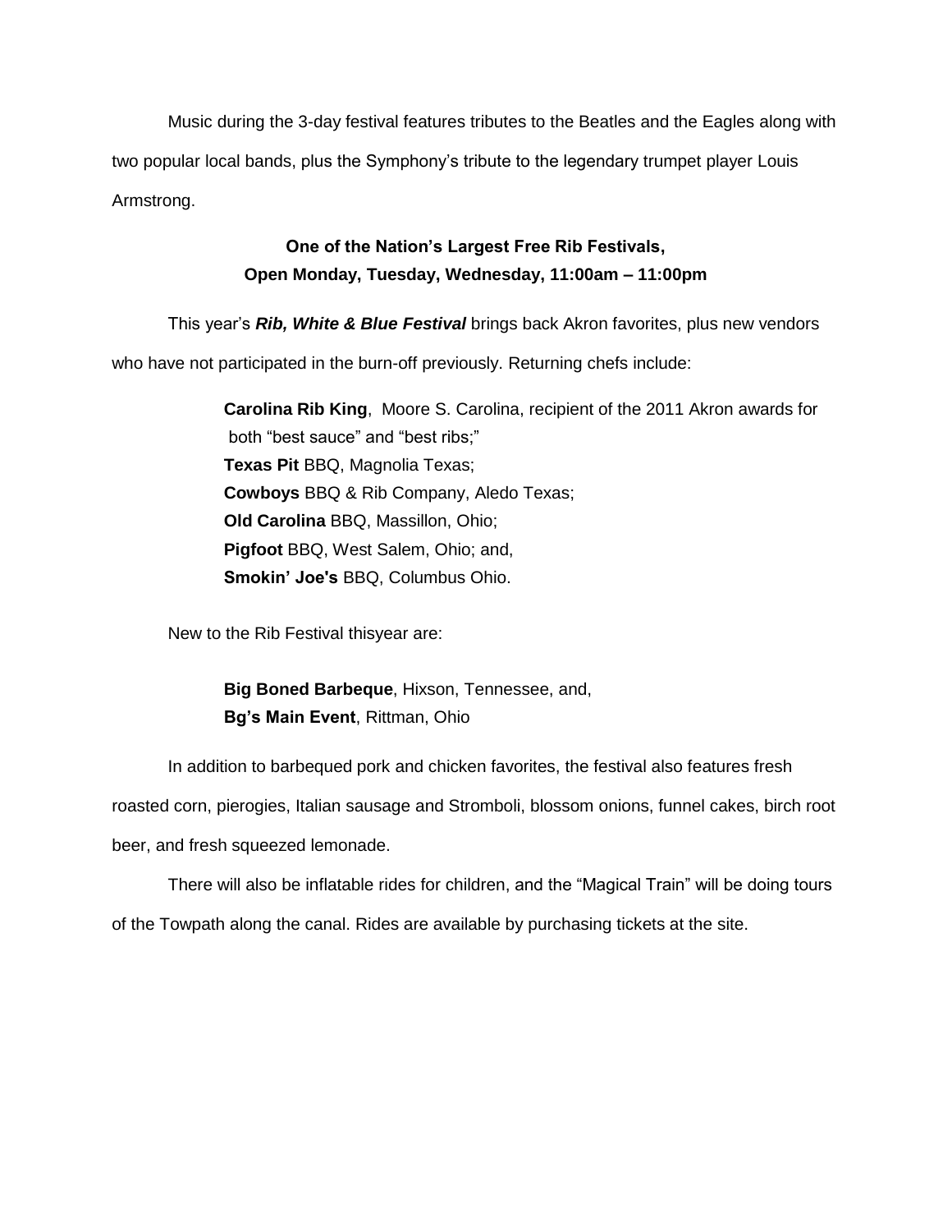Music during the 3-day festival features tributes to the Beatles and the Eagles along with two popular local bands, plus the Symphony's tribute to the legendary trumpet player Louis Armstrong.

**One of the Nation's Largest Free Rib Festivals,**
**Open Monday, Tuesday, Wednesday, 11:00am – 11:00pm**

This year's ***Rib, White & Blue Festival*** brings back Akron favorites, plus new vendors who have not participated in the burn-off previously. Returning chefs include:

> **Carolina Rib King**, Moore S. Carolina, recipient of the 2011 Akron awards for both "best sauce" and "best ribs;"
> **Texas Pit** BBQ, Magnolia Texas;
> **Cowboys** BBQ & Rib Company, Aledo Texas;
> **Old Carolina** BBQ, Massillon, Ohio;
> **Pigfoot** BBQ, West Salem, Ohio; and,
> **Smokin' Joe's** BBQ, Columbus Ohio.

New to the Rib Festival thisyear are:

> **Big Boned Barbeque**, Hixson, Tennessee, and,
> **Bg's Main Event**, Rittman, Ohio

In addition to barbequed pork and chicken favorites, the festival also features fresh roasted corn, pierogies, Italian sausage and Stromboli, blossom onions, funnel cakes, birch root beer, and fresh squeezed lemonade.

There will also be inflatable rides for children, and the "Magical Train" will be doing tours of the Towpath along the canal. Rides are available by purchasing tickets at the site.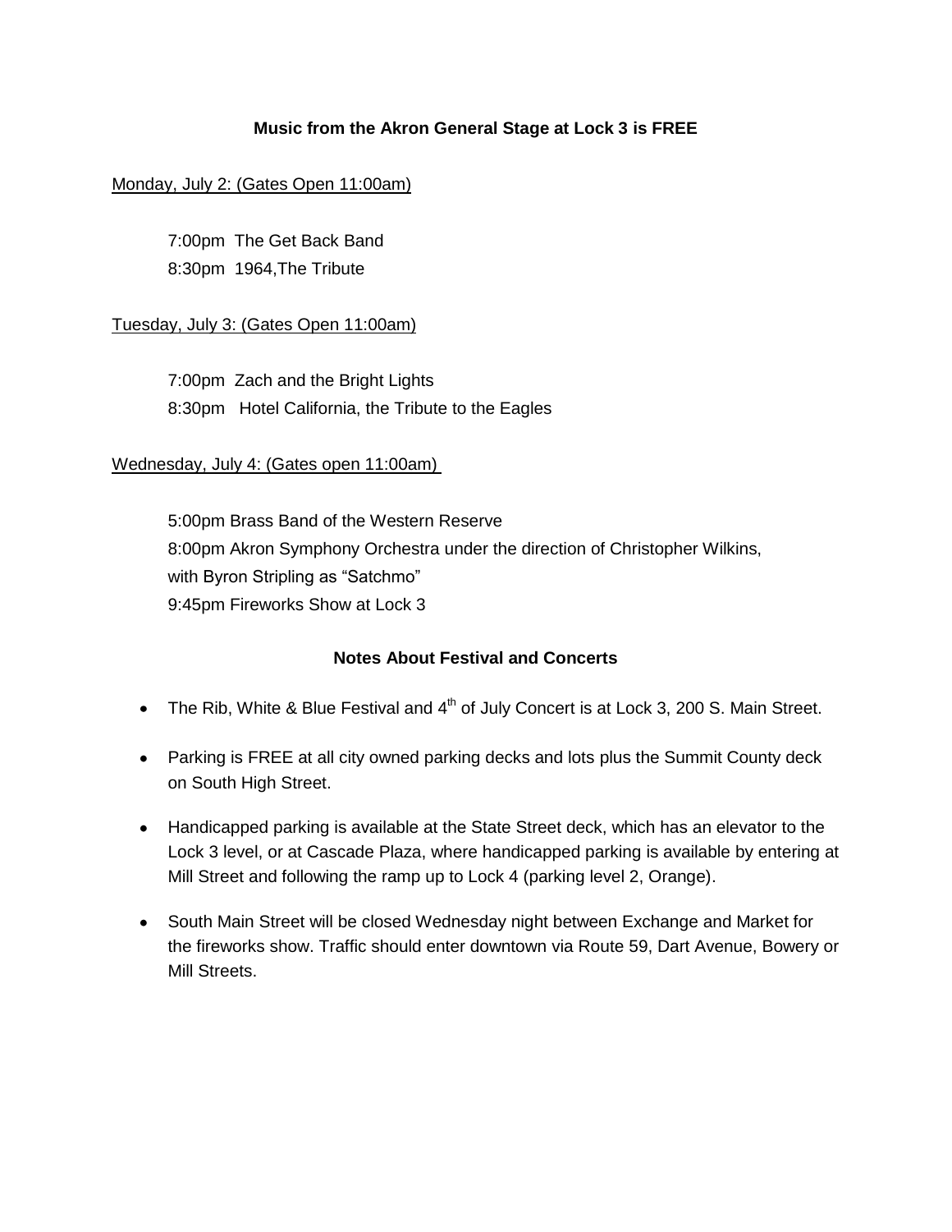**Music from the Akron General Stage at Lock 3 is FREE**

Monday, July 2: (Gates Open 11:00am)

7:00pm The Get Back Band
8:30pm 1964,The Tribute

Tuesday, July 3: (Gates Open 11:00am)

7:00pm Zach and the Bright Lights
8:30pm Hotel California, the Tribute to the Eagles

Wednesday, July 4: (Gates open 11:00am)

5:00pm Brass Band of the Western Reserve
8:00pm Akron Symphony Orchestra under the direction of Christopher Wilkins, with Byron Stripling as "Satchmo"
9:45pm Fireworks Show at Lock 3

**Notes About Festival and Concerts**

- The Rib, White & Blue Festival and 4th of July Concert is at Lock 3, 200 S. Main Street.
- Parking is FREE at all city owned parking decks and lots plus the Summit County deck on South High Street.
- Handicapped parking is available at the State Street deck, which has an elevator to the Lock 3 level, or at Cascade Plaza, where handicapped parking is available by entering at Mill Street and following the ramp up to Lock 4 (parking level 2, Orange).
- South Main Street will be closed Wednesday night between Exchange and Market for the fireworks show. Traffic should enter downtown via Route 59, Dart Avenue, Bowery or Mill Streets.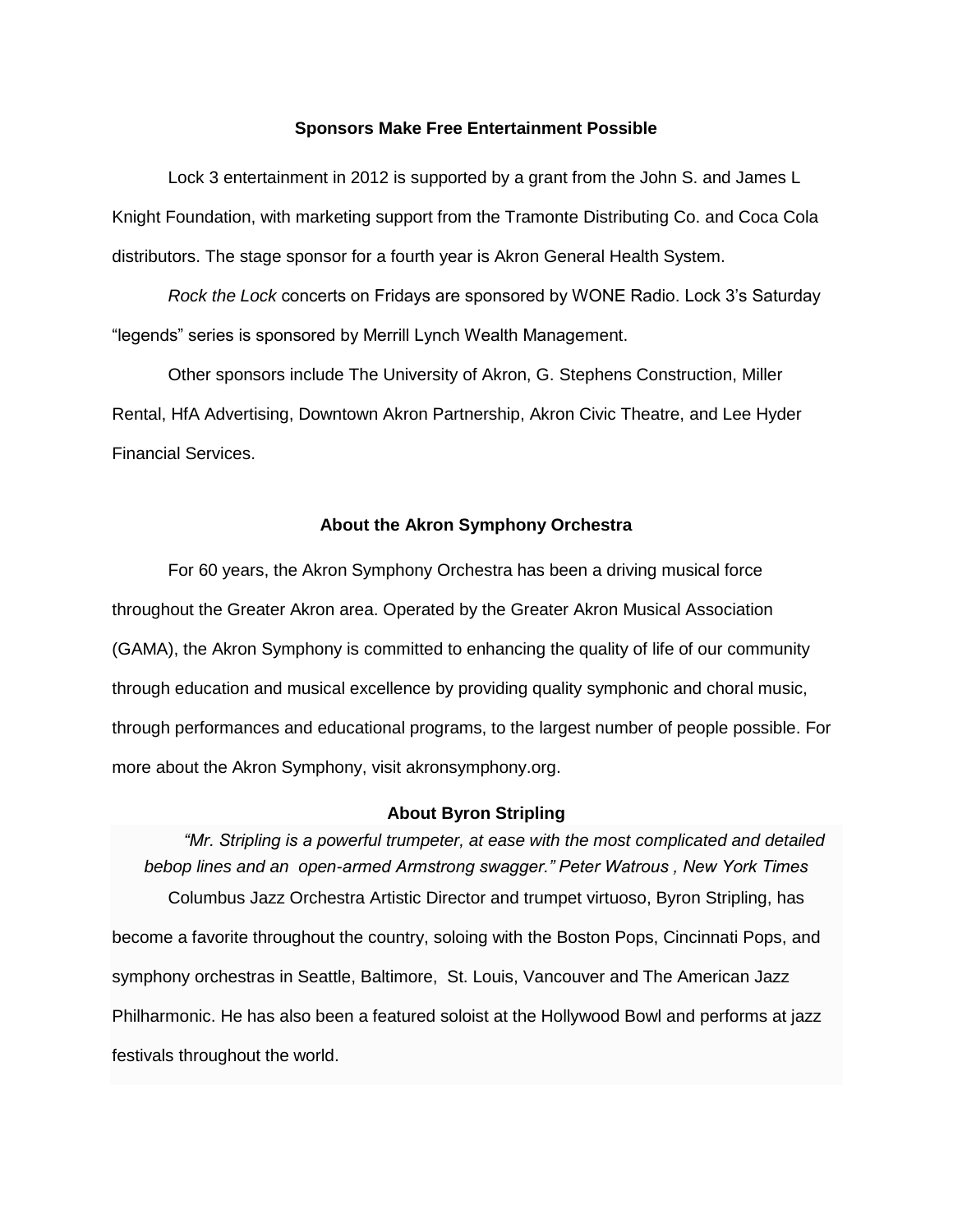## Sponsors Make Free Entertainment Possible

Lock 3 entertainment in 2012 is supported by a grant from the John S. and James L Knight Foundation, with marketing support from the Tramonte Distributing Co. and Coca Cola distributors. The stage sponsor for a fourth year is Akron General Health System.

*Rock the Lock* concerts on Fridays are sponsored by WONE Radio. Lock 3's Saturday "legends" series is sponsored by Merrill Lynch Wealth Management.

Other sponsors include The University of Akron, G. Stephens Construction, Miller Rental, HfA Advertising, Downtown Akron Partnership, Akron Civic Theatre, and Lee Hyder Financial Services.

## About the Akron Symphony Orchestra

For 60 years, the Akron Symphony Orchestra has been a driving musical force throughout the Greater Akron area. Operated by the Greater Akron Musical Association (GAMA), the Akron Symphony is committed to enhancing the quality of life of our community through education and musical excellence by providing quality symphonic and choral music, through performances and educational programs, to the largest number of people possible. For more about the Akron Symphony, visit akronsymphony.org.

## About Byron Stripling

*"Mr. Stripling is a powerful trumpeter, at ease with the most complicated and detailed bebop lines and an open-armed Armstrong swagger." Peter Watrous , New York Times*

Columbus Jazz Orchestra Artistic Director and trumpet virtuoso, Byron Stripling, has become a favorite throughout the country, soloing with the Boston Pops, Cincinnati Pops, and symphony orchestras in Seattle, Baltimore, St. Louis, Vancouver and The American Jazz Philharmonic. He has also been a featured soloist at the Hollywood Bowl and performs at jazz festivals throughout the world.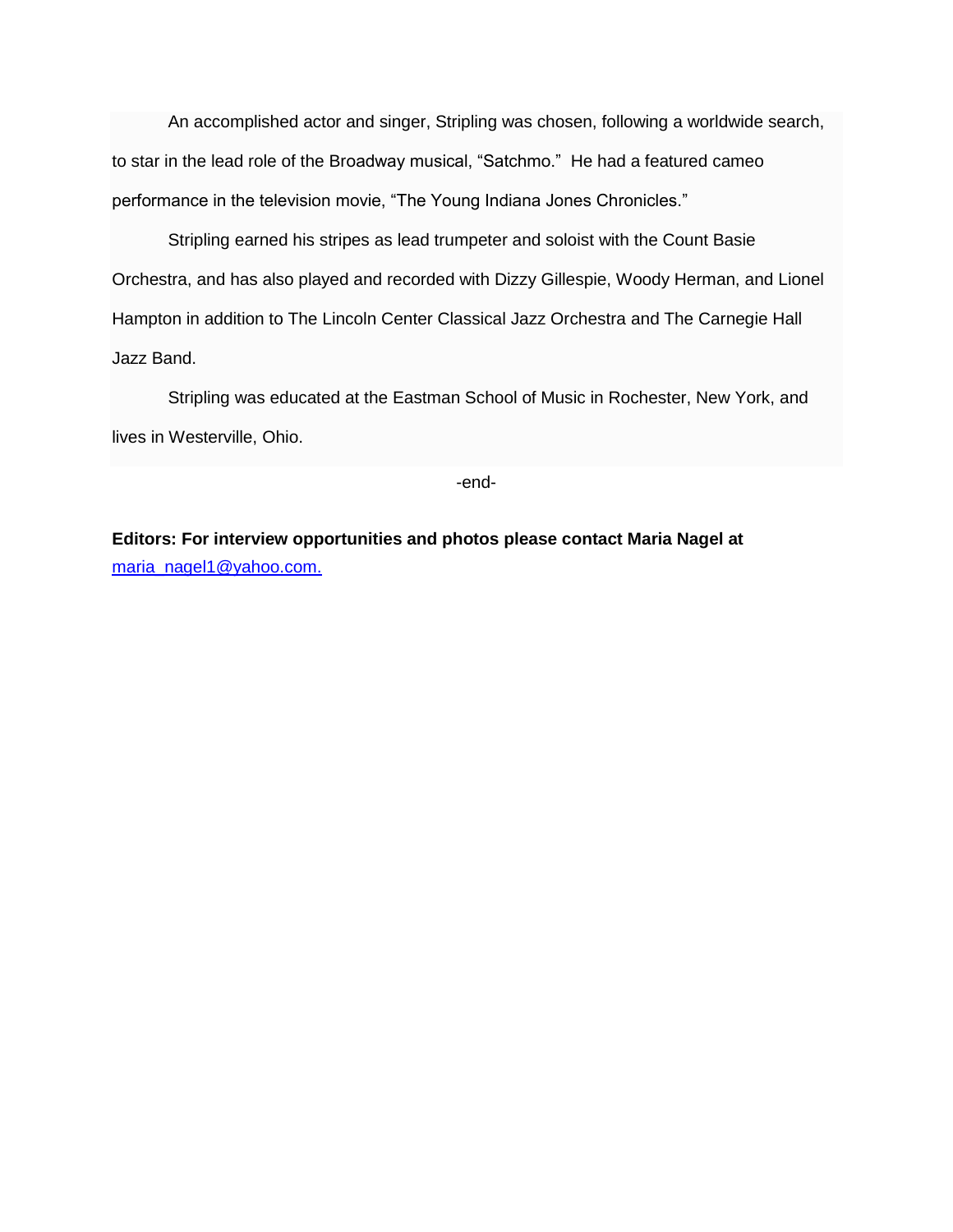An accomplished actor and singer, Stripling was chosen, following a worldwide search, to star in the lead role of the Broadway musical, "Satchmo." He had a featured cameo performance in the television movie, "The Young Indiana Jones Chronicles."

Stripling earned his stripes as lead trumpeter and soloist with the Count Basie Orchestra, and has also played and recorded with Dizzy Gillespie, Woody Herman, and Lionel Hampton in addition to The Lincoln Center Classical Jazz Orchestra and The Carnegie Hall Jazz Band.

Stripling was educated at the Eastman School of Music in Rochester, New York, and lives in Westerville, Ohio.

-end-

**Editors: For interview opportunities and photos please contact Maria Nagel at** maria_nagel1@yahoo.com.